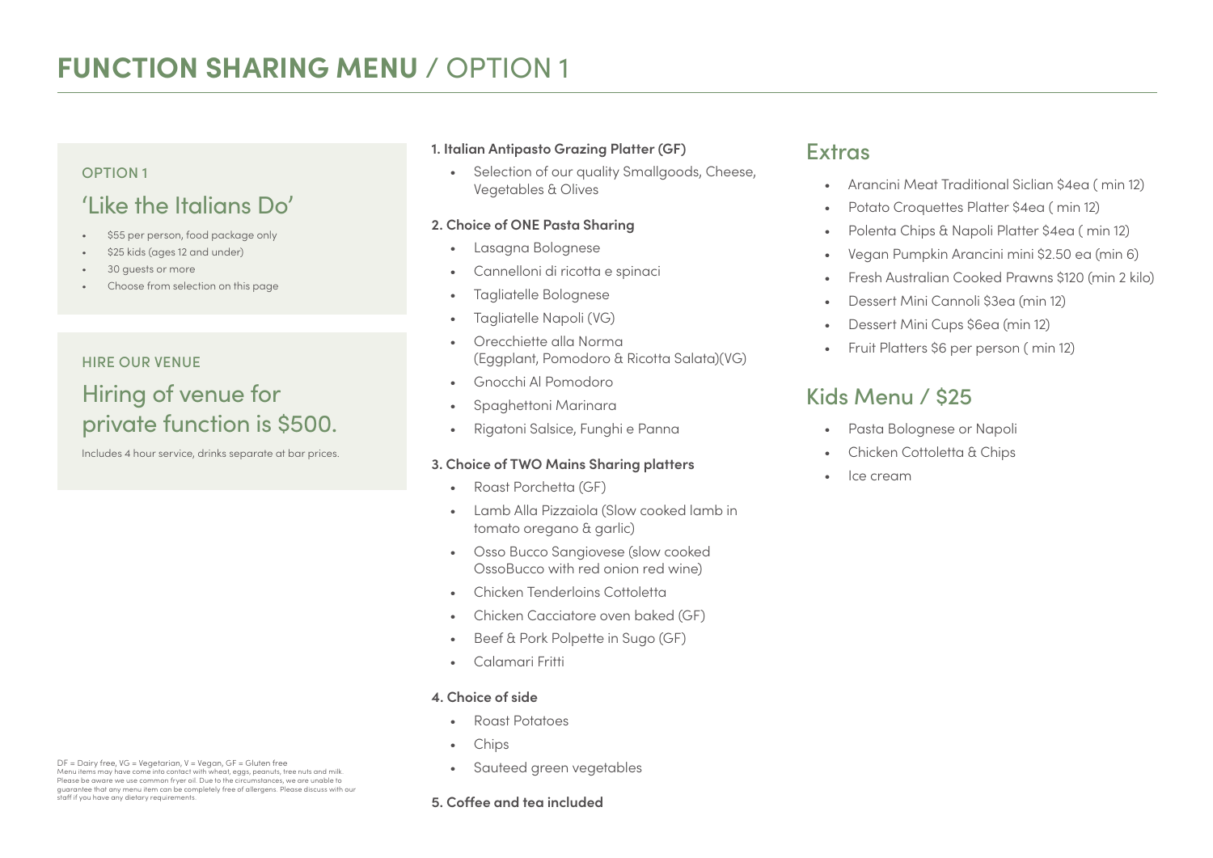# **FUNCTION SHARING MENU** / OPTION 1

## OPTION 1

### 'Like the Italians Do'

- $55 per person, food package only
- $25 kids (ages 12 and under)
- 30 guests or more
- Choose from selection on this page

## HIRE OUR VENUE

### Hiring of venue for private function is $500.

Includes 4 hour service, drinks separate at bar prices.

**1. Italian Antipasto Grazing Platter (GF)**

- Selection of our quality Smallgoods, Cheese, Vegetables & Olives

**2. Choice of ONE Pasta Sharing**

- Lasagna Bolognese
- Cannelloni di ricotta e spinaci
- Tagliatelle Bolognese
- Tagliatelle Napoli (VG)
- Orecchiette alla Norma (Eggplant, Pomodoro & Ricotta Salata)(VG)
- Gnocchi Al Pomodoro
- Spaghettoni Marinara
- Rigatoni Salsice, Funghi e Panna

**3. Choice of TWO Mains Sharing platters**

- Roast Porchetta (GF)
- Lamb Alla Pizzaiola (Slow cooked lamb in tomato oregano & garlic)
- Osso Bucco Sangiovese (slow cooked OssoBucco with red onion red wine)
- Chicken Tenderloins Cottoletta
- Chicken Cacciatore oven baked (GF)
- Beef & Pork Polpette in Sugo (GF)
- Calamari Fritti

**4. Choice of side**

- Roast Potatoes
- Chips
- Sauteed green vegetables

**5. Coffee and tea included**

## Extras

- Arancini Meat Traditional Siclian $4ea ( min 12)
- Potato Croquettes Platter $4ea ( min 12)
- Polenta Chips & Napoli Platter $4ea ( min 12)
- Vegan Pumpkin Arancini mini $2.50 ea (min 6)
- Fresh Australian Cooked Prawns $120 (min 2 kilo)
- Dessert Mini Cannoli $3ea (min 12)
- Dessert Mini Cups $6ea (min 12)
- Fruit Platters $6 per person ( min 12)

## Kids Menu / $25

- Pasta Bolognese or Napoli
- Chicken Cottoletta & Chips
- Ice cream

DF = Dairy free, VG = Vegetarian, V = Vegan, GF = Gluten free
Menu items may have come into contact with wheat, eggs, peanuts, tree nuts and milk. Please be aware we use common fryer oil. Due to the circumstances, we are unable to guarantee that any menu item can be completely free of allergens. Please discuss with our staff if you have any dietary requirements.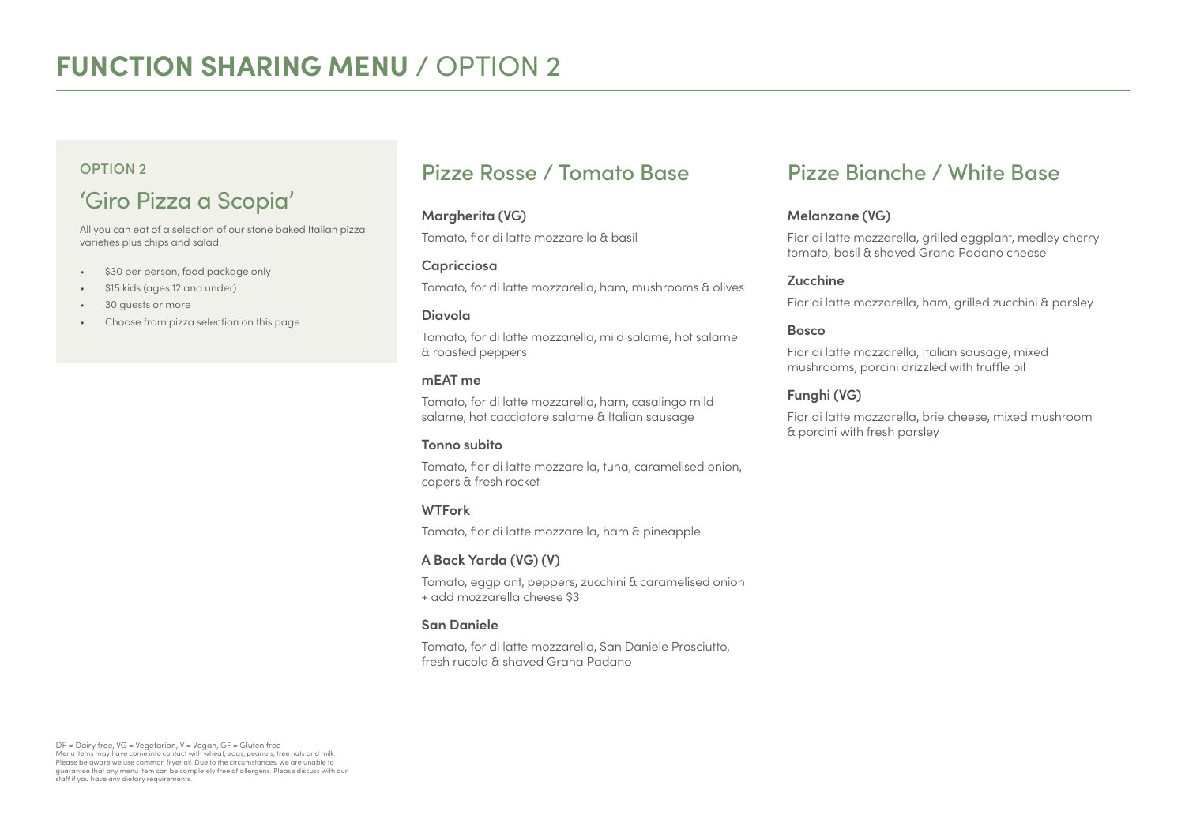# **FUNCTION SHARING MENU** / OPTION 2

OPTION 2

## 'Giro Pizza a Scopia'

All you can eat of a selection of our stone baked Italian pizza varieties plus chips and salad.

- $30 per person, food package only
- $15 kids (ages 12 and under)
- 30 guests or more
- Choose from pizza selection on this page

## Pizze Rosse / Tomato Base

**Margherita (VG)**

Tomato, fior di latte mozzarella & basil

**Capricciosa**

Tomato, for di latte mozzarella, ham, mushrooms & olives

**Diavola**

Tomato, for di latte mozzarella, mild salame, hot salame & roasted peppers

**mEAT me**

Tomato, for di latte mozzarella, ham, casalingo mild salame, hot cacciatore salame & Italian sausage

**Tonno subito**

Tomato, fior di latte mozzarella, tuna, caramelised onion, capers & fresh rocket

**WTFork**

Tomato, fior di latte mozzarella, ham & pineapple

**A Back Yarda (VG) (V)**

Tomato, eggplant, peppers, zucchini & caramelised onion
+ add mozzarella cheese $3

**San Daniele**

Tomato, for di latte mozzarella, San Daniele Prosciutto, fresh rucola & shaved Grana Padano

## Pizze Bianche / White Base

**Melanzane (VG)**

Fior di latte mozzarella, grilled eggplant, medley cherry tomato, basil & shaved Grana Padano cheese

**Zucchine**

Fior di latte mozzarella, ham, grilled zucchini & parsley

**Bosco**

Fior di latte mozzarella, Italian sausage, mixed mushrooms, porcini drizzled with truffle oil

**Funghi (VG)**

Fior di latte mozzarella, brie cheese, mixed mushroom & porcini with fresh parsley

DF = Dairy free, VG = Vegetarian, V = Vegan, GF = Gluten free
Menu items may have come into contact with wheat, eggs, peanuts, tree nuts and milk. Please be aware we use common fryer oil. Due to the circumstances, we are unable to guarantee that any menu item can be completely free of allergens. Please discuss with our staff if you have any dietary requirements.